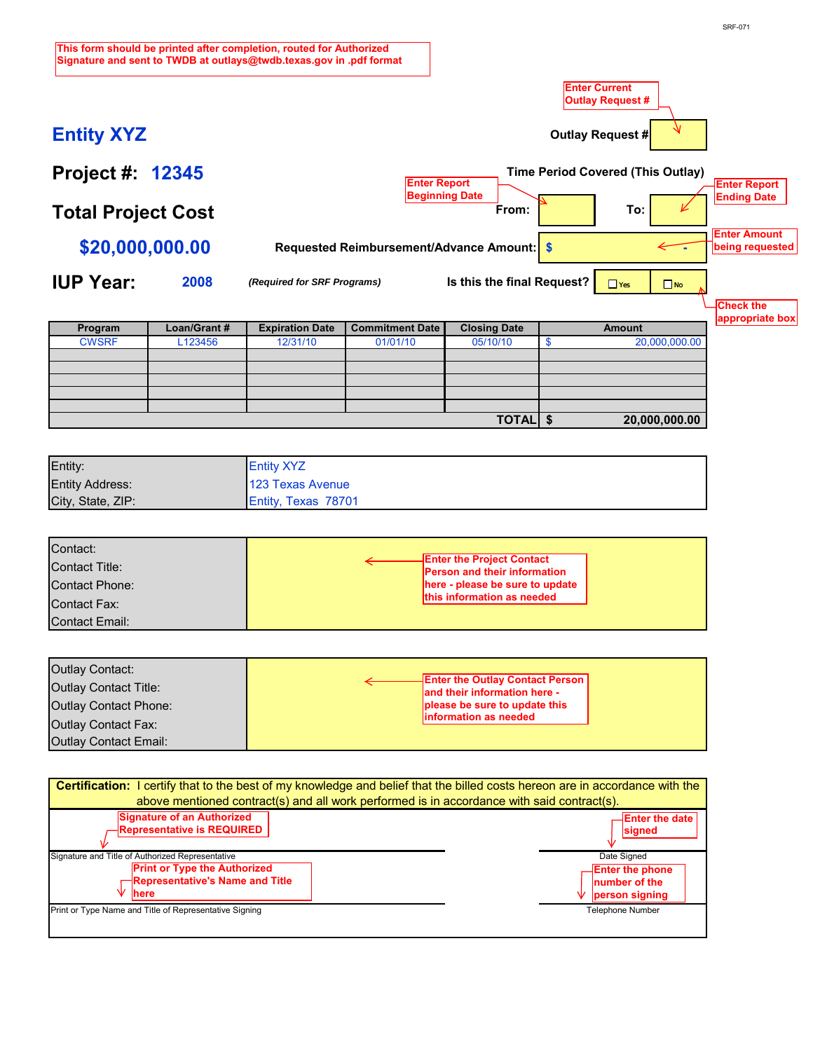SRF-071

This form should be printed after completion, routed for Authorized Signature and sent to TWDB at outlays@twdb.texas.gov in .pdf format

# Entity XYZ

Enter Current Outlay Request #

**Outlay Request #**

## Project #: 12345

**Time Period Covered (This Outlay)**

Enter Report Beginning Date — **From:** | **To:** — Enter Report Ending Date

## Total Project Cost

## $20,000,000.00

**Requested Reimbursement/Advance Amount:** $ - — Enter Amount being requested

## IUP Year: 2008

*(Required for SRF Programs)*

**Is this the final Request?** ☐ Yes ☐ No — Check the appropriate box

| Program | Loan/Grant # | Expiration Date | Commitment Date | Closing Date | Amount |
|---|---|---|---|---|---|
| CWSRF | L123456 | 12/31/10 | 01/01/10 | 05/10/10 | $ 20,000,000.00 |
| | | | | | |
| | | | | | |
| | | | | | |
| | | | | | |
| | | | | | |
| | | | | **TOTAL** | **$ 20,000,000.00** |

| | |
|---|---|
| Entity: | Entity XYZ |
| Entity Address: | 123 Texas Avenue |
| City, State, ZIP: | Entity, Texas 78701 |

| | |
|---|---|
| Contact: | Enter the Project Contact Person and their information here - please be sure to update this information as needed |
| Contact Title: | |
| Contact Phone: | |
| Contact Fax: | |
| Contact Email: | |

| | |
|---|---|
| Outlay Contact: | Enter the Outlay Contact Person and their information here - please be sure to update this information as needed |
| Outlay Contact Title: | |
| Outlay Contact Phone: | |
| Outlay Contact Fax: | |
| Outlay Contact Email: | |

**Certification:** I certify that to the best of my knowledge and belief that the billed costs hereon are in accordance with the above mentioned contract(s) and all work performed is in accordance with said contract(s).

Signature of an Authorized Representative is REQUIRED

Signature and Title of Authorized Representative

Enter the date signed

Date Signed

Print or Type the Authorized Representative's Name and Title here

Print or Type Name and Title of Representative Signing

Enter the phone number of the person signing

Telephone Number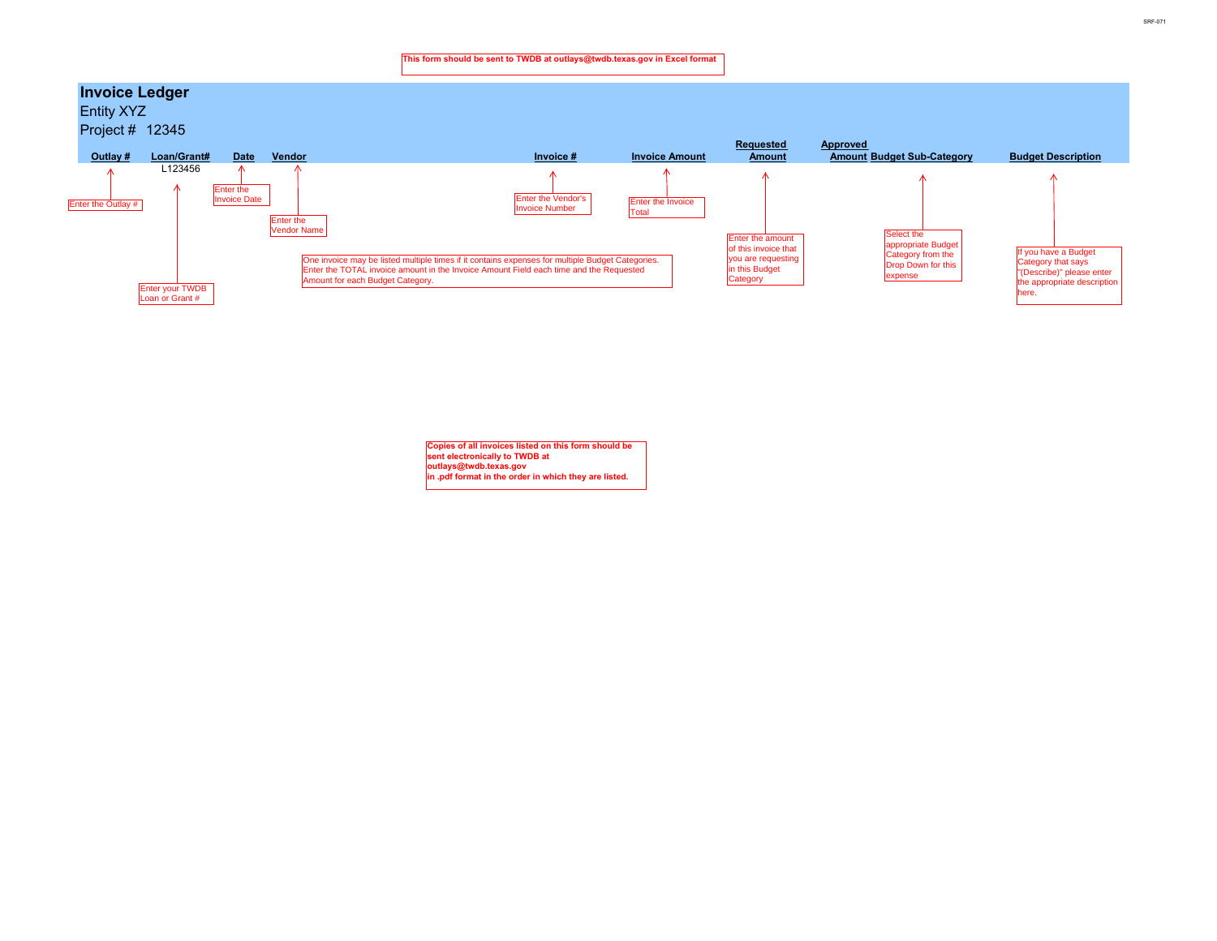This form should be sent to TWDB at outlays@twdb.texas.gov in Excel format

# Invoice Ledger

Entity XYZ

Project # 12345

| Outlay # | Loan/Grant# | Date | Vendor | Invoice # | Invoice Amount | Requested Amount | Approved Amount | Budget Sub-Category | Budget Description |
|---|---|---|---|---|---|---|---|---|---|
| | L123456 | | | | | | | | |

Enter the Outlay #

Enter your TWDB Loan or Grant #

Enter the Invoice Date

Enter the Vendor Name

Enter the Vendor's Invoice Number

Enter the Invoice Total

Enter the amount of this invoice that you are requesting in this Budget Category

Select the appropriate Budget Category from the Drop Down for this expense

If you have a Budget Category that says "(Describe)" please enter the appropriate description here.

One invoice may be listed multiple times if it contains expenses for multiple Budget Categories. Enter the TOTAL invoice amount in the Invoice Amount Field each time and the Requested Amount for each Budget Category.

**Copies of all invoices listed on this form should be sent electronically to TWDB at outlays@twdb.texas.gov in .pdf format in the order in which they are listed.**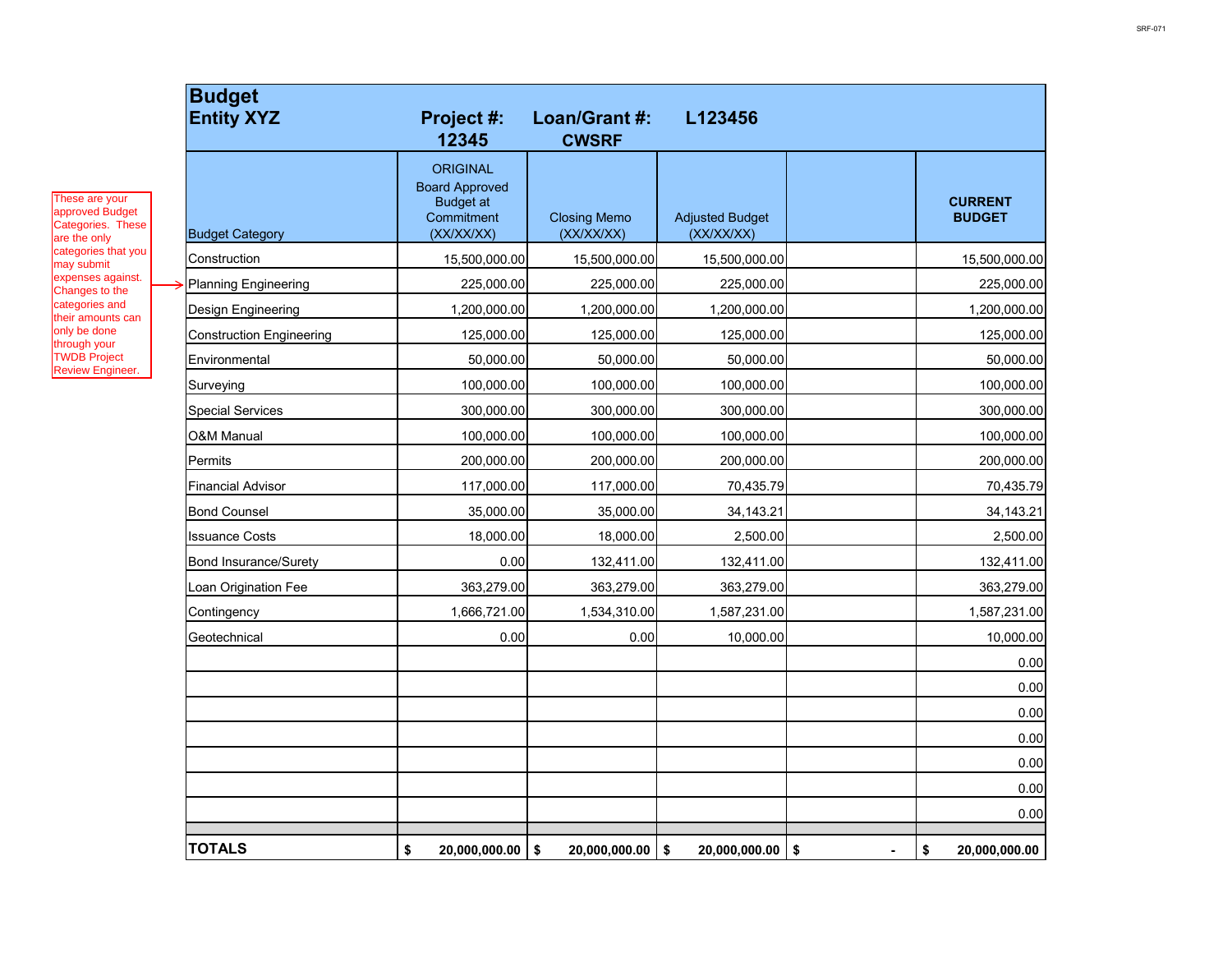These are your approved Budget Categories. These are the only categories that you may submit expenses against. Changes to the categories and their amounts can only be done through your TWDB Project Review Engineer.

| **Budget Entity XYZ** | **Project #: 12345** | **Loan/Grant #: CWSRF** | **L123456** | | |
|---|---|---|---|---|---|
| Budget Category | ORIGINAL Board Approved Budget at Commitment (XX/XX/XX) | Closing Memo (XX/XX/XX) | Adjusted Budget (XX/XX/XX) | | **CURRENT BUDGET** |
| Construction | 15,500,000.00 | 15,500,000.00 | 15,500,000.00 | | 15,500,000.00 |
| Planning Engineering | 225,000.00 | 225,000.00 | 225,000.00 | | 225,000.00 |
| Design Engineering | 1,200,000.00 | 1,200,000.00 | 1,200,000.00 | | 1,200,000.00 |
| Construction Engineering | 125,000.00 | 125,000.00 | 125,000.00 | | 125,000.00 |
| Environmental | 50,000.00 | 50,000.00 | 50,000.00 | | 50,000.00 |
| Surveying | 100,000.00 | 100,000.00 | 100,000.00 | | 100,000.00 |
| Special Services | 300,000.00 | 300,000.00 | 300,000.00 | | 300,000.00 |
| O&M Manual | 100,000.00 | 100,000.00 | 100,000.00 | | 100,000.00 |
| Permits | 200,000.00 | 200,000.00 | 200,000.00 | | 200,000.00 |
| Financial Advisor | 117,000.00 | 117,000.00 | 70,435.79 | | 70,435.79 |
| Bond Counsel | 35,000.00 | 35,000.00 | 34,143.21 | | 34,143.21 |
| Issuance Costs | 18,000.00 | 18,000.00 | 2,500.00 | | 2,500.00 |
| Bond Insurance/Surety | 0.00 | 132,411.00 | 132,411.00 | | 132,411.00 |
| Loan Origination Fee | 363,279.00 | 363,279.00 | 363,279.00 | | 363,279.00 |
| Contingency | 1,666,721.00 | 1,534,310.00 | 1,587,231.00 | | 1,587,231.00 |
| Geotechnical | 0.00 | 0.00 | 10,000.00 | | 10,000.00 |
| | | | | | 0.00 |
| | | | | | 0.00 |
| | | | | | 0.00 |
| | | | | | 0.00 |
| | | | | | 0.00 |
| | | | | | 0.00 |
| | | | | | 0.00 |
| **TOTALS** | **$ 20,000,000.00** | **$ 20,000,000.00** | **$ 20,000,000.00** | **$ -** | **$ 20,000,000.00** |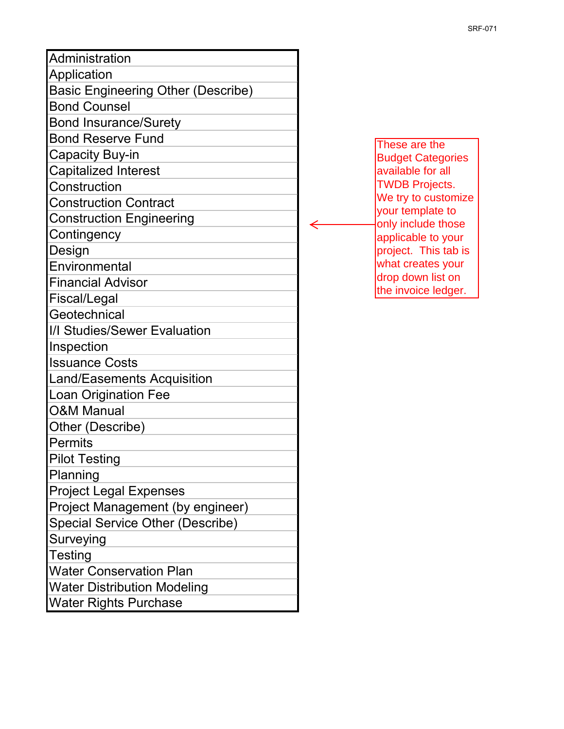| Budget Categories |
|---|
| Administration |
| Application |
| Basic Engineering Other (Describe) |
| Bond Counsel |
| Bond Insurance/Surety |
| Bond Reserve Fund |
| Capacity Buy-in |
| Capitalized Interest |
| Construction |
| Construction Contract |
| Construction Engineering |
| Contingency |
| Design |
| Environmental |
| Financial Advisor |
| Fiscal/Legal |
| Geotechnical |
| I/I Studies/Sewer Evaluation |
| Inspection |
| Issuance Costs |
| Land/Easements Acquisition |
| Loan Origination Fee |
| O&M Manual |
| Other (Describe) |
| Permits |
| Pilot Testing |
| Planning |
| Project Legal Expenses |
| Project Management (by engineer) |
| Special Service Other (Describe) |
| Surveying |
| Testing |
| Water Conservation Plan |
| Water Distribution Modeling |
| Water Rights Purchase |

These are the Budget Categories available for all TWDB Projects. We try to customize your template to only include those applicable to your project. This tab is what creates your drop down list on the invoice ledger.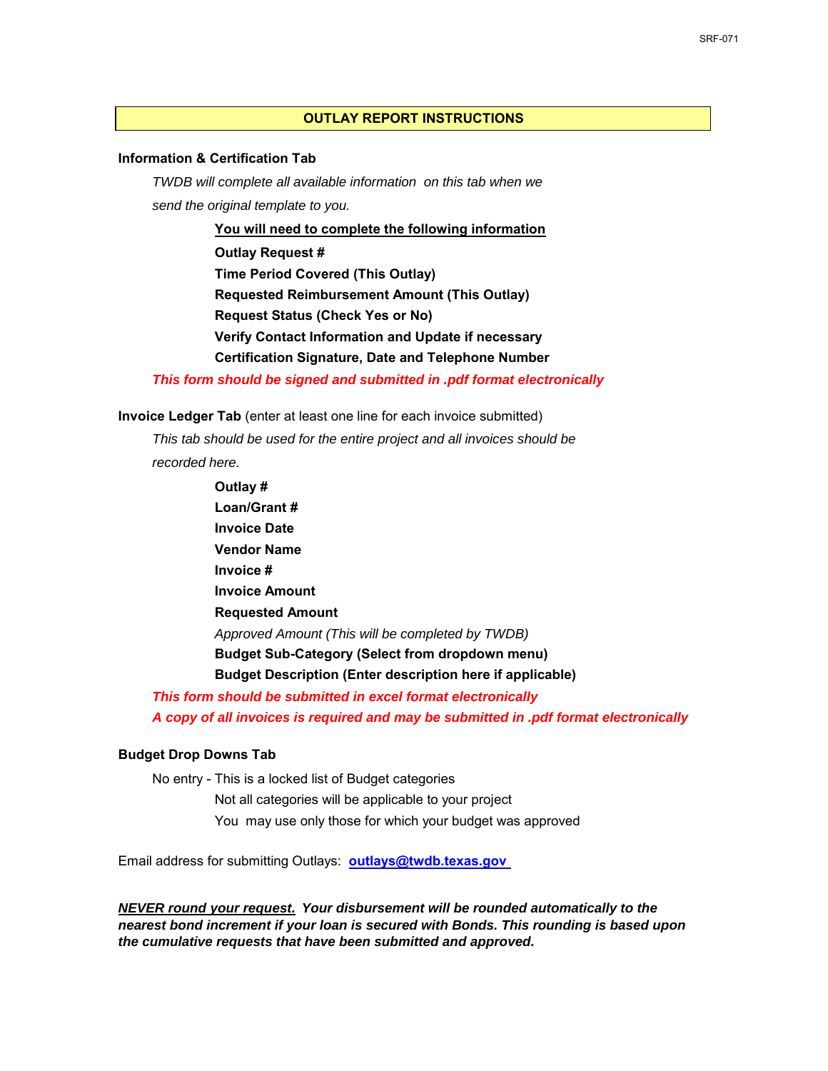# OUTLAY REPORT INSTRUCTIONS

**Information & Certification Tab**

*TWDB will complete all available information on this tab when we send the original template to you.*

**You will need to complete the following information**

**Outlay Request #**
**Time Period Covered (This Outlay)**
**Requested Reimbursement Amount (This Outlay)**
**Request Status (Check Yes or No)**
**Verify Contact Information and Update if necessary**
**Certification Signature, Date and Telephone Number**

***This form should be signed and submitted in .pdf format electronically***

**Invoice Ledger Tab** (enter at least one line for each invoice submitted)

*This tab should be used for the entire project and all invoices should be recorded here.*

**Outlay #**
**Loan/Grant #**
**Invoice Date**
**Vendor Name**
**Invoice #**
**Invoice Amount**
**Requested Amount**
*Approved Amount (This will be completed by TWDB)*
**Budget Sub-Category (Select from dropdown menu)**
**Budget Description (Enter description here if applicable)**

***This form should be submitted in excel format electronically***
***A copy of all invoices is required and may be submitted in .pdf format electronically***

**Budget Drop Downs Tab**

No entry - This is a locked list of Budget categories
Not all categories will be applicable to your project
You may use only those for which your budget was approved

Email address for submitting Outlays: **outlays@twdb.texas.gov**

***NEVER round your request.* *Your disbursement will be rounded automatically to the nearest bond increment if your loan is secured with Bonds. This rounding is based upon the cumulative requests that have been submitted and approved.***